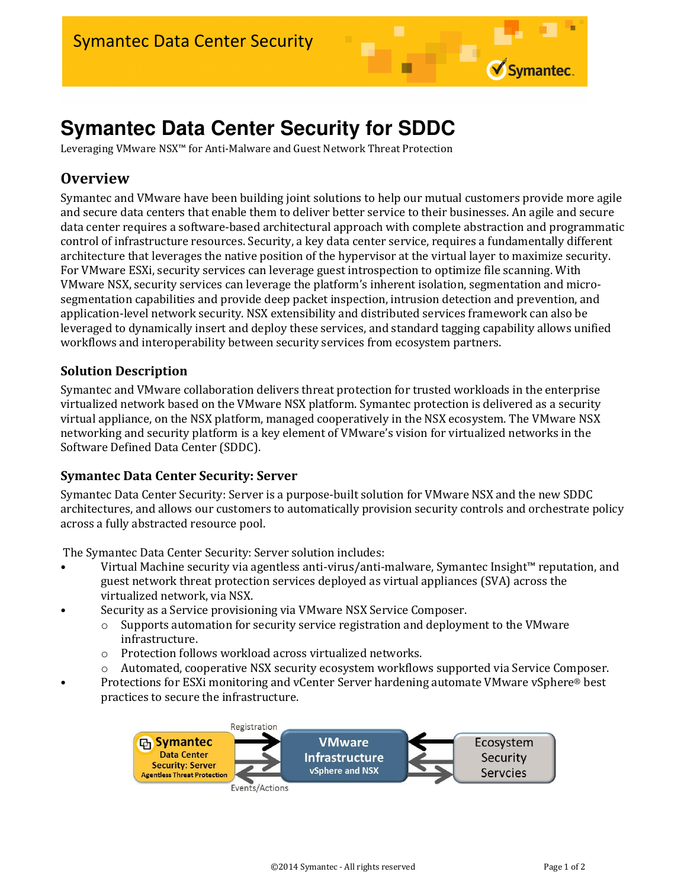# Symantec Data Center Security for SDDC

Leveraging VMware NSX™ for Anti-Malware and Guest Network Threat Protection

## Overview

Symantec and VMware have been building joint solutions to help our mutual customers provide more agile and secure data centers that enable them to deliver better service to their businesses. An agile and secure data center requires a software-based architectural approach with complete abstraction and programmatic control of infrastructure resources. Security, a key data center service, requires a fundamentally different architecture that leverages the native position of the hypervisor at the virtual layer to maximize security. For VMware ESXi, security services can leverage guest introspection to optimize file scanning. With VMware NSX, security services can leverage the platform's inherent isolation, segmentation and micro-segmentation capabilities and provide deep packet inspection, intrusion detection and prevention, and application-level network security. NSX extensibility and distributed services framework can also be leveraged to dynamically insert and deploy these services, and standard tagging capability allows unified workflows and interoperability between security services from ecosystem partners.

### Solution Description

Symantec and VMware collaboration delivers threat protection for trusted workloads in the enterprise virtualized network based on the VMware NSX platform. Symantec protection is delivered as a security virtual appliance, on the NSX platform, managed cooperatively in the NSX ecosystem. The VMware NSX networking and security platform is a key element of VMware's vision for virtualized networks in the Software Defined Data Center (SDDC).

### Symantec Data Center Security: Server

Symantec Data Center Security: Server is a purpose-built solution for VMware NSX and the new SDDC architectures, and allows our customers to automatically provision security controls and orchestrate policy across a fully abstracted resource pool.

The Symantec Data Center Security: Server solution includes:

- Virtual Machine security via agentless anti-virus/anti-malware, Symantec Insight™ reputation, and guest network threat protection services deployed as virtual appliances (SVA) across the virtualized network, via NSX.
- Security as a Service provisioning via VMware NSX Service Composer.
  - Supports automation for security service registration and deployment to the VMware infrastructure.
  - Protection follows workload across virtualized networks.
  - Automated, cooperative NSX security ecosystem workflows supported via Service Composer.
- Protections for ESXi monitoring and vCenter Server hardening automate VMware vSphere® best practices to secure the infrastructure.

Symantec Data Center Security: Server (Agentless Threat Protection) —Registration / Events/Actions— VMware Infrastructure (vSphere and NSX) — Ecosystem Security Servcies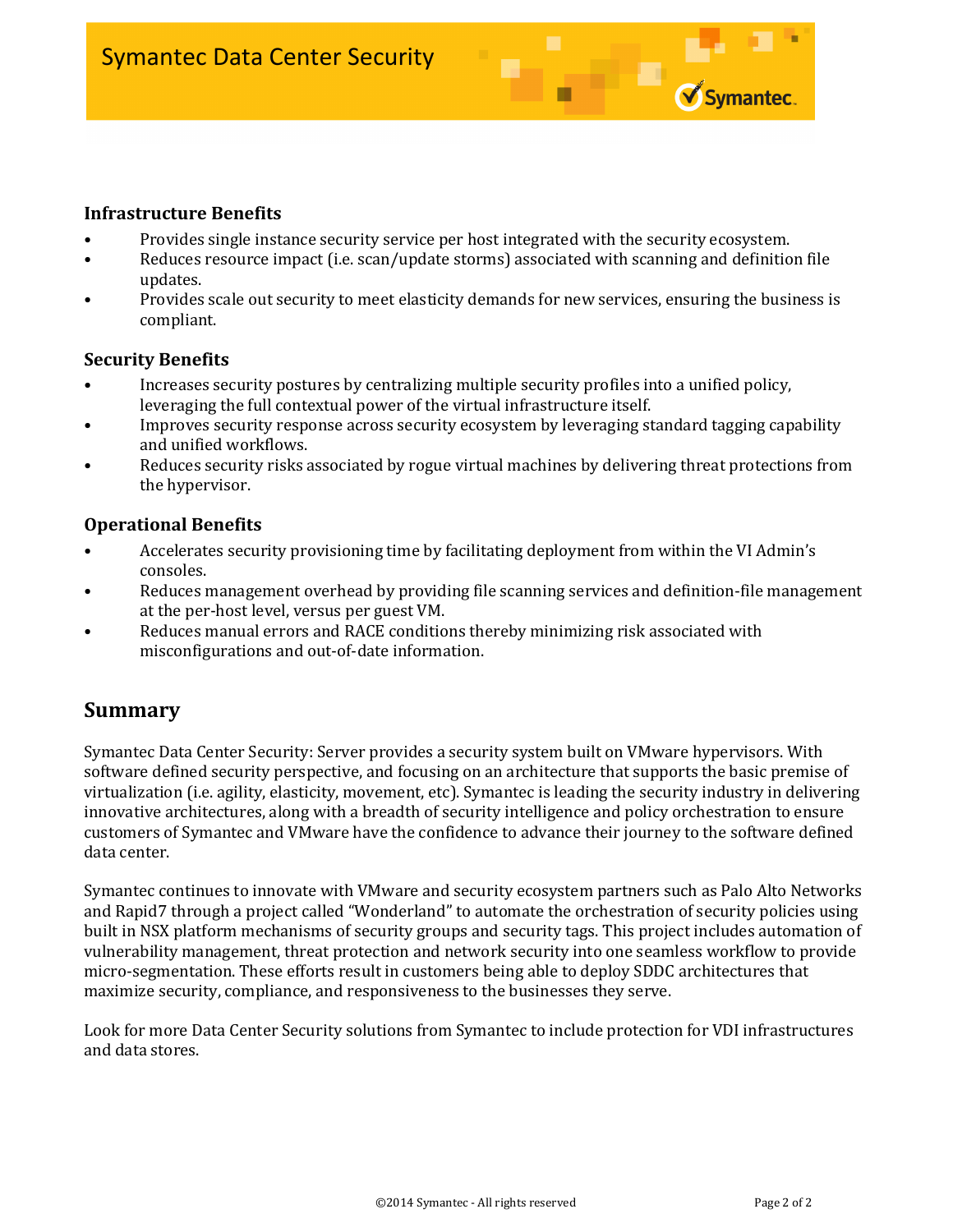### Infrastructure Benefits

- Provides single instance security service per host integrated with the security ecosystem.
- Reduces resource impact (i.e. scan/update storms) associated with scanning and definition file updates.
- Provides scale out security to meet elasticity demands for new services, ensuring the business is compliant.

### Security Benefits

- Increases security postures by centralizing multiple security profiles into a unified policy, leveraging the full contextual power of the virtual infrastructure itself.
- Improves security response across security ecosystem by leveraging standard tagging capability and unified workflows.
- Reduces security risks associated by rogue virtual machines by delivering threat protections from the hypervisor.

### Operational Benefits

- Accelerates security provisioning time by facilitating deployment from within the VI Admin's consoles.
- Reduces management overhead by providing file scanning services and definition-file management at the per-host level, versus per guest VM.
- Reduces manual errors and RACE conditions thereby minimizing risk associated with misconfigurations and out-of-date information.

## Summary

Symantec Data Center Security: Server provides a security system built on VMware hypervisors. With software defined security perspective, and focusing on an architecture that supports the basic premise of virtualization (i.e. agility, elasticity, movement, etc). Symantec is leading the security industry in delivering innovative architectures, along with a breadth of security intelligence and policy orchestration to ensure customers of Symantec and VMware have the confidence to advance their journey to the software defined data center.

Symantec continues to innovate with VMware and security ecosystem partners such as Palo Alto Networks and Rapid7 through a project called "Wonderland" to automate the orchestration of security policies using built in NSX platform mechanisms of security groups and security tags. This project includes automation of vulnerability management, threat protection and network security into one seamless workflow to provide micro-segmentation. These efforts result in customers being able to deploy SDDC architectures that maximize security, compliance, and responsiveness to the businesses they serve.

Look for more Data Center Security solutions from Symantec to include protection for VDI infrastructures and data stores.

©2014 Symantec - All rights reserved